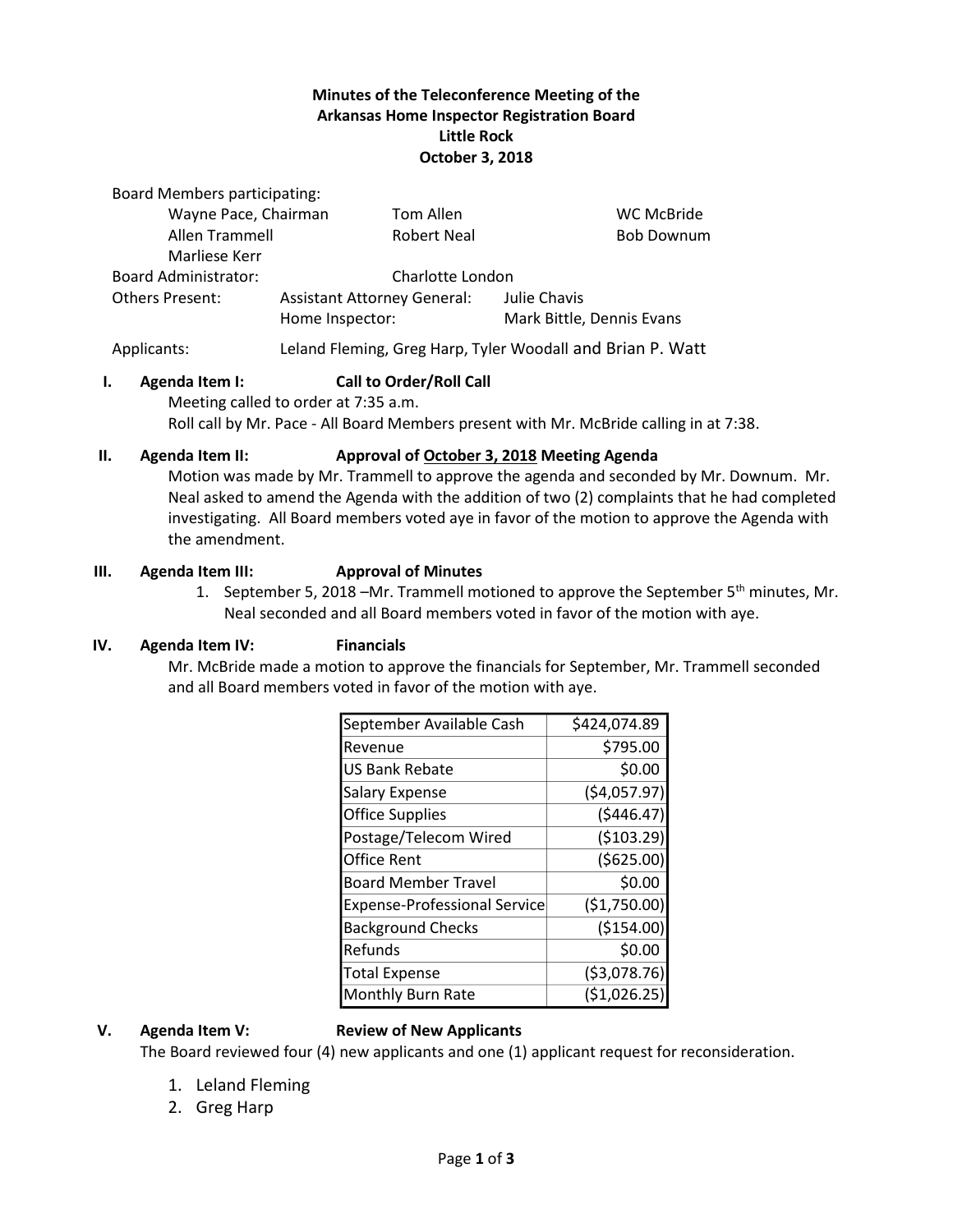# Minutes of the Teleconference Meeting of the Arkansas Home Inspector Registration Board
## Little Rock
## October 3, 2018

Board Members participating:

| | | |
|---|---|---|
| Wayne Pace, Chairman | Tom Allen | WC McBride |
| Allen Trammell | Robert Neal | Bob Downum |
| Marliese Kerr | | |

Board Administrator: Charlotte London

Others Present: Assistant Attorney General: Julie Chavis
Home Inspector: Mark Bittle, Dennis Evans

Applicants: Leland Fleming, Greg Harp, Tyler Woodall and Brian P. Watt

**I. Agenda Item I: Call to Order/Roll Call**

Meeting called to order at 7:35 a.m.
Roll call by Mr. Pace - All Board Members present with Mr. McBride calling in at 7:38.

**II. Agenda Item II: Approval of October 3, 2018 Meeting Agenda**

Motion was made by Mr. Trammell to approve the agenda and seconded by Mr. Downum. Mr. Neal asked to amend the Agenda with the addition of two (2) complaints that he had completed investigating. All Board members voted aye in favor of the motion to approve the Agenda with the amendment.

**III. Agenda Item III: Approval of Minutes**

1. September 5, 2018 –Mr. Trammell motioned to approve the September 5th minutes, Mr. Neal seconded and all Board members voted in favor of the motion with aye.

**IV. Agenda Item IV: Financials**

Mr. McBride made a motion to approve the financials for September, Mr. Trammell seconded and all Board members voted in favor of the motion with aye.

| | |
|---|---|
| September Available Cash | $424,074.89 |
| Revenue | $795.00 |
| US Bank Rebate | $0.00 |
| Salary Expense | ($4,057.97) |
| Office Supplies | ($446.47) |
| Postage/Telecom Wired | ($103.29) |
| Office Rent | ($625.00) |
| Board Member Travel | $0.00 |
| Expense-Professional Service | ($1,750.00) |
| Background Checks | ($154.00) |
| Refunds | $0.00 |
| Total Expense | ($3,078.76) |
| Monthly Burn Rate | ($1,026.25) |

**V. Agenda Item V: Review of New Applicants**

The Board reviewed four (4) new applicants and one (1) applicant request for reconsideration.

1. Leland Fleming
2. Greg Harp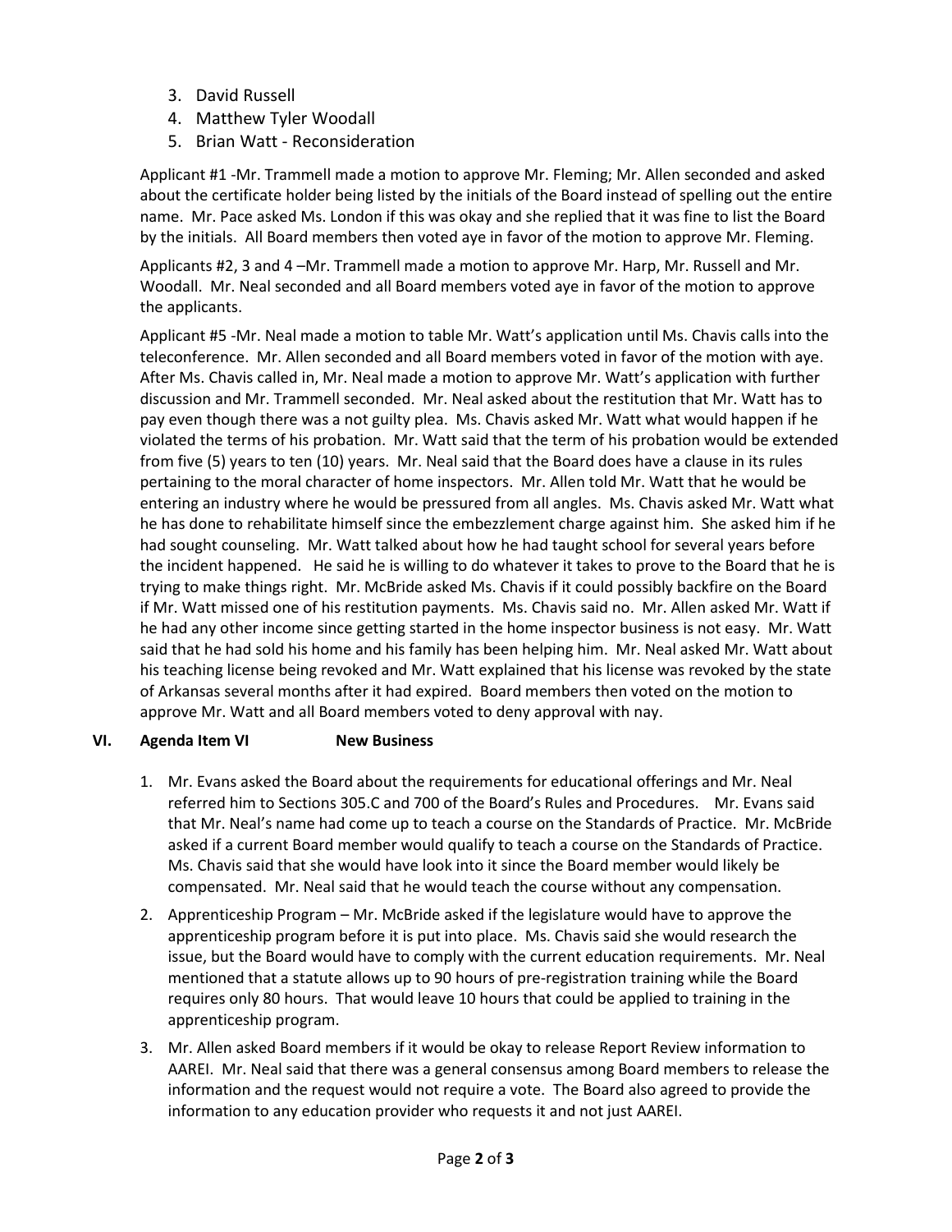3. David Russell
4. Matthew Tyler Woodall
5. Brian Watt - Reconsideration

Applicant #1 -Mr. Trammell made a motion to approve Mr. Fleming; Mr. Allen seconded and asked about the certificate holder being listed by the initials of the Board instead of spelling out the entire name. Mr. Pace asked Ms. London if this was okay and she replied that it was fine to list the Board by the initials. All Board members then voted aye in favor of the motion to approve Mr. Fleming.

Applicants #2, 3 and 4 –Mr. Trammell made a motion to approve Mr. Harp, Mr. Russell and Mr. Woodall. Mr. Neal seconded and all Board members voted aye in favor of the motion to approve the applicants.

Applicant #5 -Mr. Neal made a motion to table Mr. Watt's application until Ms. Chavis calls into the teleconference. Mr. Allen seconded and all Board members voted in favor of the motion with aye. After Ms. Chavis called in, Mr. Neal made a motion to approve Mr. Watt's application with further discussion and Mr. Trammell seconded. Mr. Neal asked about the restitution that Mr. Watt has to pay even though there was a not guilty plea. Ms. Chavis asked Mr. Watt what would happen if he violated the terms of his probation. Mr. Watt said that the term of his probation would be extended from five (5) years to ten (10) years. Mr. Neal said that the Board does have a clause in its rules pertaining to the moral character of home inspectors. Mr. Allen told Mr. Watt that he would be entering an industry where he would be pressured from all angles. Ms. Chavis asked Mr. Watt what he has done to rehabilitate himself since the embezzlement charge against him. She asked him if he had sought counseling. Mr. Watt talked about how he had taught school for several years before the incident happened. He said he is willing to do whatever it takes to prove to the Board that he is trying to make things right. Mr. McBride asked Ms. Chavis if it could possibly backfire on the Board if Mr. Watt missed one of his restitution payments. Ms. Chavis said no. Mr. Allen asked Mr. Watt if he had any other income since getting started in the home inspector business is not easy. Mr. Watt said that he had sold his home and his family has been helping him. Mr. Neal asked Mr. Watt about his teaching license being revoked and Mr. Watt explained that his license was revoked by the state of Arkansas several months after it had expired. Board members then voted on the motion to approve Mr. Watt and all Board members voted to deny approval with nay.

## VI. Agenda Item VI New Business

1. Mr. Evans asked the Board about the requirements for educational offerings and Mr. Neal referred him to Sections 305.C and 700 of the Board's Rules and Procedures. Mr. Evans said that Mr. Neal's name had come up to teach a course on the Standards of Practice. Mr. McBride asked if a current Board member would qualify to teach a course on the Standards of Practice. Ms. Chavis said that she would have look into it since the Board member would likely be compensated. Mr. Neal said that he would teach the course without any compensation.
2. Apprenticeship Program – Mr. McBride asked if the legislature would have to approve the apprenticeship program before it is put into place. Ms. Chavis said she would research the issue, but the Board would have to comply with the current education requirements. Mr. Neal mentioned that a statute allows up to 90 hours of pre-registration training while the Board requires only 80 hours. That would leave 10 hours that could be applied to training in the apprenticeship program.
3. Mr. Allen asked Board members if it would be okay to release Report Review information to AAREI. Mr. Neal said that there was a general consensus among Board members to release the information and the request would not require a vote. The Board also agreed to provide the information to any education provider who requests it and not just AAREI.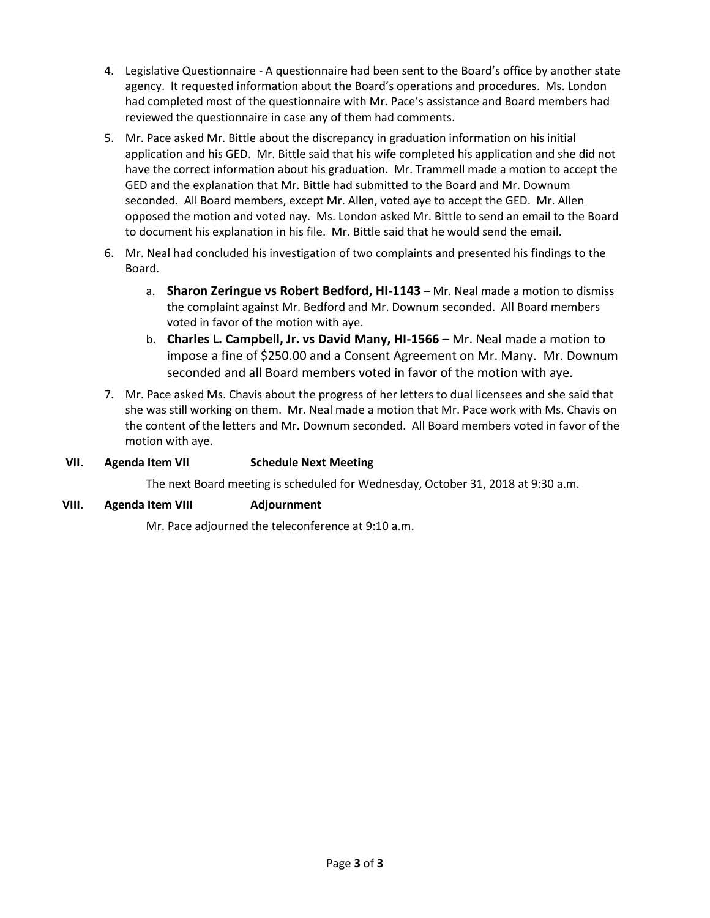4. Legislative Questionnaire - A questionnaire had been sent to the Board's office by another state agency. It requested information about the Board's operations and procedures. Ms. London had completed most of the questionnaire with Mr. Pace's assistance and Board members had reviewed the questionnaire in case any of them had comments.
5. Mr. Pace asked Mr. Bittle about the discrepancy in graduation information on his initial application and his GED. Mr. Bittle said that his wife completed his application and she did not have the correct information about his graduation. Mr. Trammell made a motion to accept the GED and the explanation that Mr. Bittle had submitted to the Board and Mr. Downum seconded. All Board members, except Mr. Allen, voted aye to accept the GED. Mr. Allen opposed the motion and voted nay. Ms. London asked Mr. Bittle to send an email to the Board to document his explanation in his file. Mr. Bittle said that he would send the email.
6. Mr. Neal had concluded his investigation of two complaints and presented his findings to the Board.
   a. **Sharon Zeringue vs Robert Bedford, HI-1143** – Mr. Neal made a motion to dismiss the complaint against Mr. Bedford and Mr. Downum seconded. All Board members voted in favor of the motion with aye.
   b. **Charles L. Campbell, Jr. vs David Many, HI-1566** – Mr. Neal made a motion to impose a fine of $250.00 and a Consent Agreement on Mr. Many. Mr. Downum seconded and all Board members voted in favor of the motion with aye.
7. Mr. Pace asked Ms. Chavis about the progress of her letters to dual licensees and she said that she was still working on them. Mr. Neal made a motion that Mr. Pace work with Ms. Chavis on the content of the letters and Mr. Downum seconded. All Board members voted in favor of the motion with aye.

**VII. Agenda Item VII Schedule Next Meeting**

The next Board meeting is scheduled for Wednesday, October 31, 2018 at 9:30 a.m.

**VIII. Agenda Item VIII Adjournment**

Mr. Pace adjourned the teleconference at 9:10 a.m.